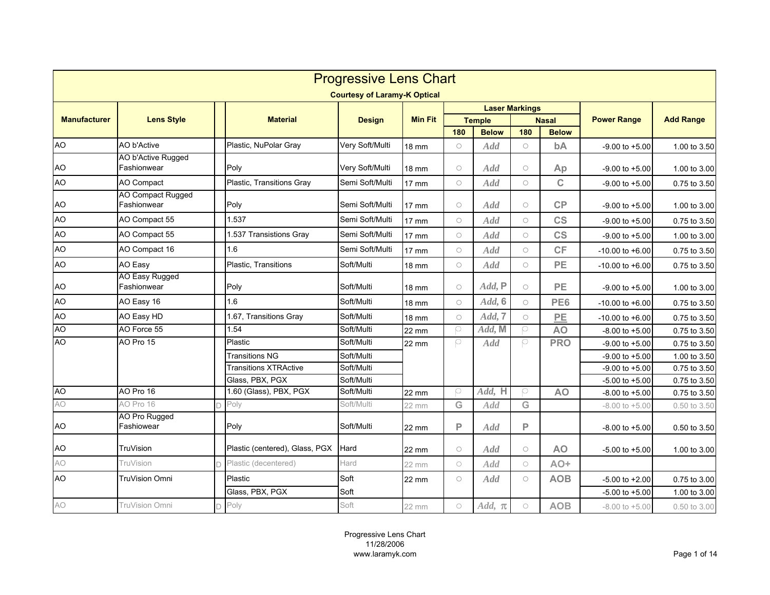# Progressive Lens Chart

**Courtesy of Laramy-K Optical**

| Manufacturer | Lens Style | | Material | Design | Min Fit | Laser Markings | | | | Power Range | Add Range |
|---|---|---|---|---|---|---|---|---|---|---|---|
| | | | | | | Temple | | Nasal | | | |
| | | | | | | 180 | Below | 180 | Below | | |
| AO | AO b'Active | | Plastic, NuPolar Gray | Very Soft/Multi | 18 mm | ○ | Add | ○ | bA | -9.00 to +5.00 | 1.00 to 3.50 |
| AO | AO b'Active Rugged Fashionwear | | Poly | Very Soft/Multi | 18 mm | ○ | Add | ○ | Ap | -9.00 to +5.00 | 1.00 to 3.00 |
| AO | AO Compact | | Plastic, Transitions Gray | Semi Soft/Multi | 17 mm | ○ | Add | ○ | C | -9.00 to +5.00 | 0.75 to 3.50 |
| AO | AO Compact Rugged Fashionwear | | Poly | Semi Soft/Multi | 17 mm | ○ | Add | ○ | CP | -9.00 to +5.00 | 1.00 to 3.00 |
| AO | AO Compact 55 | | 1.537 | Semi Soft/Multi | 17 mm | ○ | Add | ○ | CS | -9.00 to +5.00 | 0.75 to 3.50 |
| AO | AO Compact 55 | | 1.537 Transistions Gray | Semi Soft/Multi | 17 mm | ○ | Add | ○ | CS | -9.00 to +5.00 | 1.00 to 3.00 |
| AO | AO Compact 16 | | 1.6 | Semi Soft/Multi | 17 mm | ○ | Add | ○ | CF | -10.00 to +6.00 | 0.75 to 3.50 |
| AO | AO Easy | | Plastic, Transitions | Soft/Multi | 18 mm | ○ | Add | ○ | PE | -10.00 to +6.00 | 0.75 to 3.50 |
| AO | AO Easy Rugged Fashionwear | | Poly | Soft/Multi | 18 mm | ○ | Add, P | ○ | PE | -9.00 to +5.00 | 1.00 to 3.00 |
| AO | AO Easy 16 | | 1.6 | Soft/Multi | 18 mm | ○ | Add, 6 | ○ | PE6 | -10.00 to +6.00 | 0.75 to 3.50 |
| AO | AO Easy HD | | 1.67, Transitions Gray | Soft/Multi | 18 mm | ○ | Add, 7 | ○ | PE | -10.00 to +6.00 | 0.75 to 3.50 |
| AO | AO Force 55 | | 1.54 | Soft/Multi | 22 mm | ⚲ | Add, M | ⚲ | AO | -8.00 to +5.00 | 0.75 to 3.50 |
| AO | AO Pro 15 | | Plastic | Soft/Multi | 22 mm | ⚲ | Add | ⚲ | PRO | -9.00 to +5.00 | 0.75 to 3.50 |
| | | | Transitions NG | Soft/Multi | | | | | | -9.00 to +5.00 | 1.00 to 3.50 |
| | | | Transitions XTRActive | Soft/Multi | | | | | | -9.00 to +5.00 | 0.75 to 3.50 |
| | | | Glass, PBX, PGX | Soft/Multi | | | | | | -5.00 to +5.00 | 0.75 to 3.50 |
| AO | AO Pro 16 | | 1.60 (Glass), PBX, PGX | Soft/Multi | 22 mm | ⚲ | Add, H | ⚲ | AO | -8.00 to +5.00 | 0.75 to 3.50 |
| AO | AO Pro 16 | D | Poly | Soft/Multi | 22 mm | G | Add | G | | -8.00 to +5.00 | 0.50 to 3.50 |
| AO | AO Pro Rugged Fashiowear | | Poly | Soft/Multi | 22 mm | P | Add | P | | -8.00 to +5.00 | 0.50 to 3.50 |
| AO | TruVision | | Plastic (centered), Glass, PGX | Hard | 22 mm | ○ | Add | ○ | AO | -5.00 to +5.00 | 1.00 to 3.00 |
| AO | TruVision | D | Plastic (decentered) | Hard | 22 mm | ○ | Add | ○ | AO+ | | |
| AO | TruVision Omni | | Plastic | Soft | 22 mm | ○ | Add | ○ | AOB | -5.00 to +2.00 | 0.75 to 3.00 |
| | | | Glass, PBX, PGX | Soft | | | | | | -5.00 to +5.00 | 1.00 to 3.00 |
| AO | TruVision Omni | D | Poly | Soft | 22 mm | ○ | Add, π | ○ | AOB | -8.00 to +5.00 | 0.50 to 3.00 |

Progressive Lens Chart
11/28/2006
www.laramyk.com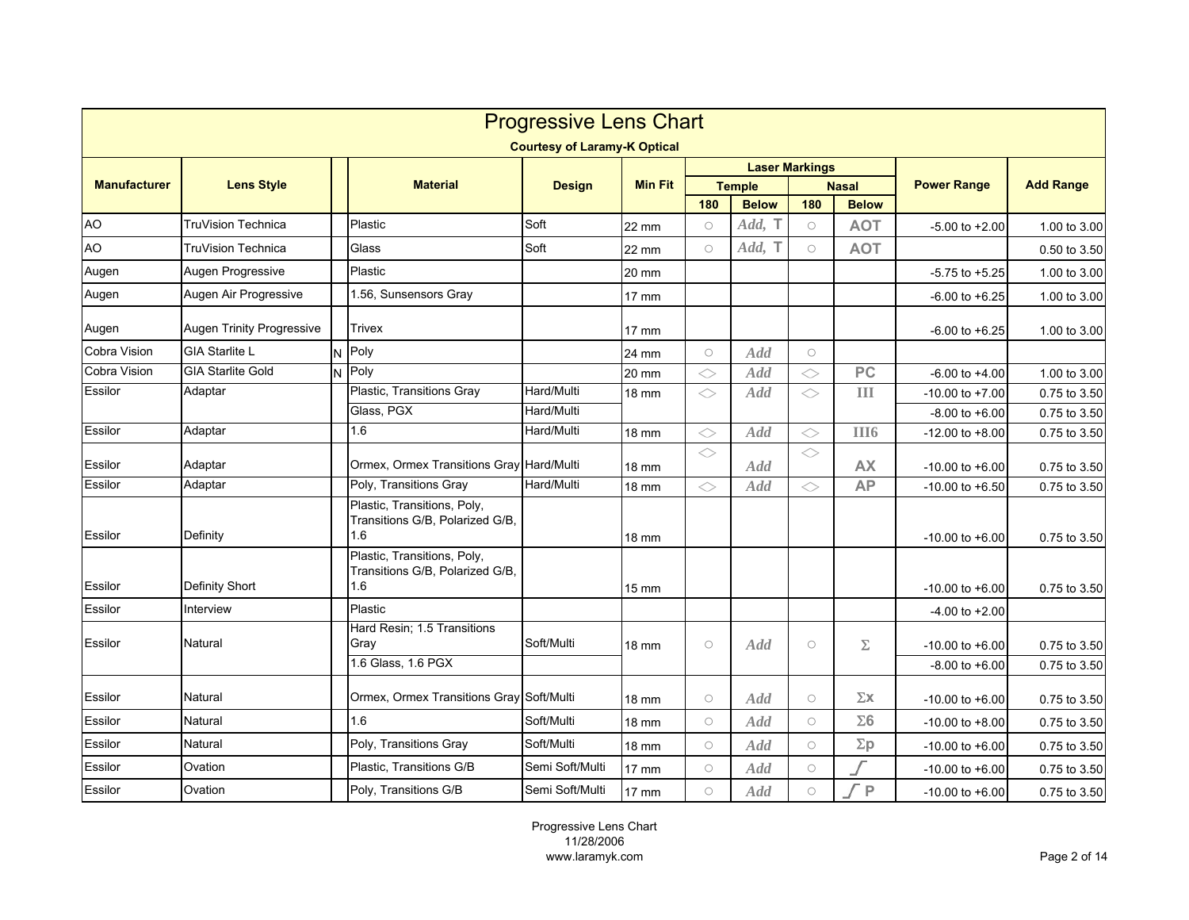# Progressive Lens Chart

**Courtesy of Laramy-K Optical**

| Manufacturer | Lens Style | | Material | Design | Min Fit | Laser Markings | | | | Power Range | Add Range |
|---|---|---|---|---|---|---|---|---|---|---|---|
| | | | | | | Temple | | Nasal | | | |
| | | | | | | 180 | Below | 180 | Below | | |
| AO | TruVision Technica | | Plastic | Soft | 22 mm | ○ | *Add*, T | ○ | AOT | -5.00 to +2.00 | 1.00 to 3.00 |
| AO | TruVision Technica | | Glass | Soft | 22 mm | ○ | *Add*, T | ○ | AOT | | 0.50 to 3.50 |
| Augen | Augen Progressive | | Plastic | | 20 mm | | | | | -5.75 to +5.25 | 1.00 to 3.00 |
| Augen | Augen Air Progressive | | 1.56, Sunsensors Gray | | 17 mm | | | | | -6.00 to +6.25 | 1.00 to 3.00 |
| Augen | Augen Trinity Progressive | | Trivex | | 17 mm | | | | | -6.00 to +6.25 | 1.00 to 3.00 |
| Cobra Vision | GIA Starlite L | N | Poly | | 24 mm | ○ | *Add* | ○ | | | |
| Cobra Vision | GIA Starlite Gold | N | Poly | | 20 mm | <> | *Add* | <> | PC | -6.00 to +4.00 | 1.00 to 3.00 |
| Essilor | Adaptar | | Plastic, Transitions Gray | Hard/Multi | 18 mm | <> | *Add* | <> | III | -10.00 to +7.00 | 0.75 to 3.50 |
| | | | Glass, PGX | Hard/Multi | | | | | | -8.00 to +6.00 | 0.75 to 3.50 |
| Essilor | Adaptar | | 1.6 | Hard/Multi | 18 mm | <> | *Add* | <> | III6 | -12.00 to +8.00 | 0.75 to 3.50 |
| Essilor | Adaptar | | Ormex, Ormex Transitions Gray | Hard/Multi | 18 mm | <> | *Add* | <> | AX | -10.00 to +6.00 | 0.75 to 3.50 |
| Essilor | Adaptar | | Poly, Transitions Gray | Hard/Multi | 18 mm | <> | *Add* | <> | AP | -10.00 to +6.50 | 0.75 to 3.50 |
| Essilor | Definity | | Plastic, Transitions, Poly, Transitions G/B, Polarized G/B, 1.6 | | 18 mm | | | | | -10.00 to +6.00 | 0.75 to 3.50 |
| Essilor | Definity Short | | Plastic, Transitions, Poly, Transitions G/B, Polarized G/B, 1.6 | | 15 mm | | | | | -10.00 to +6.00 | 0.75 to 3.50 |
| Essilor | Interview | | Plastic | | | | | | | -4.00 to +2.00 | |
| Essilor | Natural | | Hard Resin; 1.5 Transitions Gray | Soft/Multi | 18 mm | ○ | *Add* | ○ | Σ | -10.00 to +6.00 | 0.75 to 3.50 |
| | | | 1.6 Glass, 1.6 PGX | | | | | | | -8.00 to +6.00 | 0.75 to 3.50 |
| Essilor | Natural | | Ormex, Ormex Transitions Gray | Soft/Multi | 18 mm | ○ | *Add* | ○ | Σx | -10.00 to +6.00 | 0.75 to 3.50 |
| Essilor | Natural | | 1.6 | Soft/Multi | 18 mm | ○ | *Add* | ○ | Σ6 | -10.00 to +8.00 | 0.75 to 3.50 |
| Essilor | Natural | | Poly, Transitions Gray | Soft/Multi | 18 mm | ○ | *Add* | ○ | Σp | -10.00 to +6.00 | 0.75 to 3.50 |
| Essilor | Ovation | | Plastic, Transitions G/B | Semi Soft/Multi | 17 mm | ○ | *Add* | ○ | ∫ | -10.00 to +6.00 | 0.75 to 3.50 |
| Essilor | Ovation | | Poly, Transitions G/B | Semi Soft/Multi | 17 mm | ○ | *Add* | ○ | ∫ P | -10.00 to +6.00 | 0.75 to 3.50 |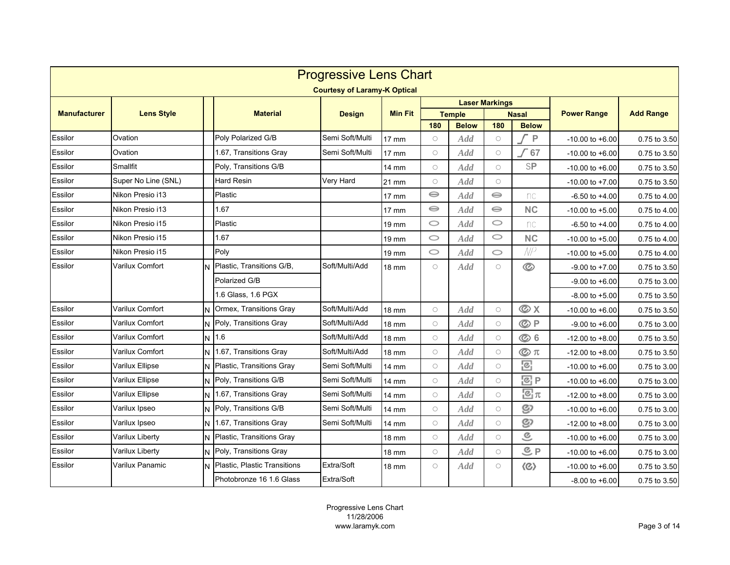# Progressive Lens Chart

**Courtesy of Laramy-K Optical**

| Manufacturer | Lens Style | | Material | Design | Min Fit | Laser Markings | | | | Power Range | Add Range |
|---|---|---|---|---|---|---|---|---|---|---|---|
| | | | | | | Temple | | Nasal | | | |
| | | | | | | 180 | Below | 180 | Below | | |
| Essilor | Ovation | | Poly Polarized G/B | Semi Soft/Multi | 17 mm | ○ | Add | ○ | ∫ P | -10.00 to +6.00 | 0.75 to 3.50 |
| Essilor | Ovation | | 1.67, Transitions Gray | Semi Soft/Multi | 17 mm | ○ | Add | ○ | ∫ 67 | -10.00 to +6.00 | 0.75 to 3.50 |
| Essilor | Smallfit | | Poly, Transitions G/B | | 14 mm | ○ | Add | ○ | SP | -10.00 to +6.00 | 0.75 to 3.50 |
| Essilor | Super No Line (SNL) | | Hard Resin | Very Hard | 21 mm | ○ | Add | ○ | | -10.00 to +7.00 | 0.75 to 3.50 |
| Essilor | Nikon Presio i13 | | Plastic | | 17 mm | ⊖ | Add | ⊖ | nc | -6.50 to +4.00 | 0.75 to 4.00 |
| Essilor | Nikon Presio i13 | | 1.67 | | 17 mm | ⊖ | Add | ⊖ | NC | -10.00 to +5.00 | 0.75 to 4.00 |
| Essilor | Nikon Presio i15 | | Plastic | | 19 mm | ⬭ | Add | ⬭ | nc | -6.50 to +4.00 | 0.75 to 4.00 |
| Essilor | Nikon Presio i15 | | 1.67 | | 19 mm | ⬭ | Add | ⬭ | NC | -10.00 to +5.00 | 0.75 to 4.00 |
| Essilor | Nikon Presio i15 | | Poly | | 19 mm | ⬭ | Add | ⬭ | NP | -10.00 to +5.00 | 0.75 to 4.00 |
| Essilor | Varilux Comfort | N | Plastic, Transitions G/B, | Soft/Multi/Add | 18 mm | ○ | Add | ○ | ◎ | -9.00 to +7.00 | 0.75 to 3.50 |
| | | | Polarized G/B | | | | | | | -9.00 to +6.00 | 0.75 to 3.00 |
| | | | 1.6 Glass, 1.6 PGX | | | | | | | -8.00 to +5.00 | 0.75 to 3.50 |
| Essilor | Varilux Comfort | N | Ormex, Transitions Gray | Soft/Multi/Add | 18 mm | ○ | Add | ○ | ◎ X | -10.00 to +6.00 | 0.75 to 3.50 |
| Essilor | Varilux Comfort | N | Poly, Transitions Gray | Soft/Multi/Add | 18 mm | ○ | Add | ○ | ◎ P | -9.00 to +6.00 | 0.75 to 3.00 |
| Essilor | Varilux Comfort | N | 1.6 | Soft/Multi/Add | 18 mm | ○ | Add | ○ | ◎ 6 | -12.00 to +8.00 | 0.75 to 3.50 |
| Essilor | Varilux Comfort | N | 1.67, Transitions Gray | Soft/Multi/Add | 18 mm | ○ | Add | ○ | ◎ π | -12.00 to +8.00 | 0.75 to 3.50 |
| Essilor | Varilux Ellipse | N | Plastic, Transitions Gray | Semi Soft/Multi | 14 mm | ○ | Add | ○ | ℮ | -10.00 to +6.00 | 0.75 to 3.00 |
| Essilor | Varilux Ellipse | N | Poly, Transitions G/B | Semi Soft/Multi | 14 mm | ○ | Add | ○ | ℮ P | -10.00 to +6.00 | 0.75 to 3.00 |
| Essilor | Varilux Ellipse | N | 1.67, Transitions Gray | Semi Soft/Multi | 14 mm | ○ | Add | ○ | ℮ π | -12.00 to +8.00 | 0.75 to 3.00 |
| Essilor | Varilux Ipseo | N | Poly, Transitions G/B | Semi Soft/Multi | 14 mm | ○ | Add | ○ | ℮ | -10.00 to +6.00 | 0.75 to 3.00 |
| Essilor | Varilux Ipseo | N | 1.67, Transitions Gray | Semi Soft/Multi | 14 mm | ○ | Add | ○ | ℮ | -12.00 to +8.00 | 0.75 to 3.00 |
| Essilor | Varilux Liberty | N | Plastic, Transitions Gray | | 18 mm | ○ | Add | ○ | ℮ | -10.00 to +6.00 | 0.75 to 3.00 |
| Essilor | Varilux Liberty | N | Poly, Transitions Gray | | 18 mm | ○ | Add | ○ | ℮ P | -10.00 to +6.00 | 0.75 to 3.00 |
| Essilor | Varilux Panamic | N | Plastic, Plastic Transitions | Extra/Soft | 18 mm | ○ | Add | ○ | (◎) | -10.00 to +6.00 | 0.75 to 3.50 |
| | | | Photobronze 16 1.6 Glass | Extra/Soft | | | | | | -8.00 to +6.00 | 0.75 to 3.50 |

Progressive Lens Chart
11/28/2006
www.laramyk.com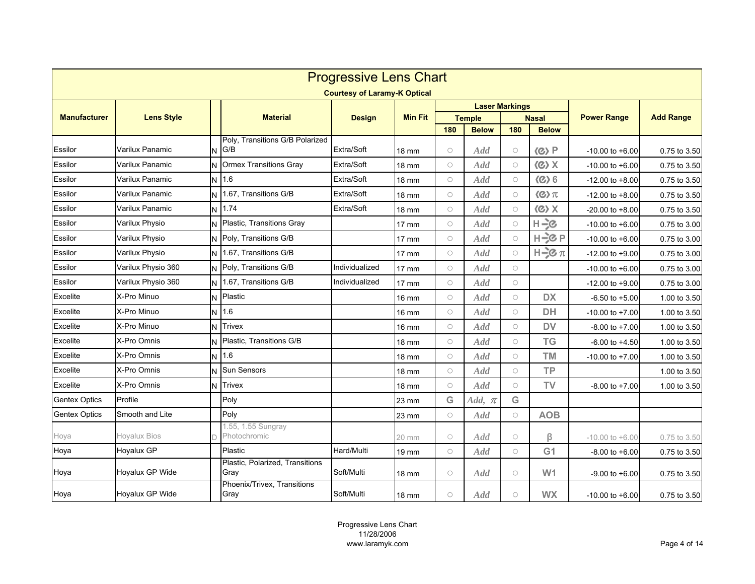# Progressive Lens Chart

**Courtesy of Laramy-K Optical**

| Manufacturer | Lens Style | | Material | Design | Min Fit | Laser Markings | | | | Power Range | Add Range |
|---|---|---|---|---|---|---|---|---|---|---|---|
| | | | | | | Temple | | Nasal | | | |
| | | | | | | 180 | Below | 180 | Below | | |
| Essilor | Varilux Panamic | N | Poly, Transitions G/B Polarized G/B | Extra/Soft | 18 mm | ○ | Add | ○ | ⟨e⟩ P | -10.00 to +6.00 | 0.75 to 3.50 |
| Essilor | Varilux Panamic | N | Ormex Transitions Gray | Extra/Soft | 18 mm | ○ | Add | ○ | ⟨e⟩ X | -10.00 to +6.00 | 0.75 to 3.50 |
| Essilor | Varilux Panamic | N | 1.6 | Extra/Soft | 18 mm | ○ | Add | ○ | ⟨e⟩ 6 | -12.00 to +8.00 | 0.75 to 3.50 |
| Essilor | Varilux Panamic | N | 1.67, Transitions G/B | Extra/Soft | 18 mm | ○ | Add | ○ | ⟨e⟩ π | -12.00 to +8.00 | 0.75 to 3.50 |
| Essilor | Varilux Panamic | N | 1.74 | Extra/Soft | 18 mm | ○ | Add | ○ | ⟨e⟩ X | -20.00 to +8.00 | 0.75 to 3.50 |
| Essilor | Varilux Physio | N | Plastic, Transitions Gray | | 17 mm | ○ | Add | ○ | H-e | -10.00 to +6.00 | 0.75 to 3.00 |
| Essilor | Varilux Physio | N | Poly, Transitions G/B | | 17 mm | ○ | Add | ○ | H-e P | -10.00 to +6.00 | 0.75 to 3.00 |
| Essilor | Varilux Physio | N | 1.67, Transitions G/B | | 17 mm | ○ | Add | ○ | H-e π | -12.00 to +9.00 | 0.75 to 3.00 |
| Essilor | Varilux Physio 360 | N | Poly, Transitions G/B | Individualized | 17 mm | ○ | Add | ○ | | -10.00 to +6.00 | 0.75 to 3.00 |
| Essilor | Varilux Physio 360 | N | 1.67, Transitions G/B | Individualized | 17 mm | ○ | Add | ○ | | -12.00 to +9.00 | 0.75 to 3.00 |
| Excelite | X-Pro Minuo | N | Plastic | | 16 mm | ○ | Add | ○ | DX | -6.50 to +5.00 | 1.00 to 3.50 |
| Excelite | X-Pro Minuo | N | 1.6 | | 16 mm | ○ | Add | ○ | DH | -10.00 to +7.00 | 1.00 to 3.50 |
| Excelite | X-Pro Minuo | N | Trivex | | 16 mm | ○ | Add | ○ | DV | -8.00 to +7.00 | 1.00 to 3.50 |
| Excelite | X-Pro Omnis | N | Plastic, Transitions G/B | | 18 mm | ○ | Add | ○ | TG | -6.00 to +4.50 | 1.00 to 3.50 |
| Excelite | X-Pro Omnis | N | 1.6 | | 18 mm | ○ | Add | ○ | TM | -10.00 to +7.00 | 1.00 to 3.50 |
| Excelite | X-Pro Omnis | N | Sun Sensors | | 18 mm | ○ | Add | ○ | TP | | 1.00 to 3.50 |
| Excelite | X-Pro Omnis | N | Trivex | | 18 mm | ○ | Add | ○ | TV | -8.00 to +7.00 | 1.00 to 3.50 |
| Gentex Optics | Profile | | Poly | | 23 mm | G | Add, π | G | | | |
| Gentex Optics | Smooth and Lite | | Poly | | 23 mm | ○ | Add | ○ | AOB | | |
| Hoya | Hoyalux Bios | D | 1.55, 1.55 Sungray Photochromic | | 20 mm | ○ | Add | ○ | β | -10.00 to +6.00 | 0.75 to 3.50 |
| Hoya | Hoyalux GP | | Plastic | Hard/Multi | 19 mm | ○ | Add | ○ | G1 | -8.00 to +6.00 | 0.75 to 3.50 |
| Hoya | Hoyalux GP Wide | | Plastic, Polarized, Transitions Gray | Soft/Multi | 18 mm | ○ | Add | ○ | W1 | -9.00 to +6.00 | 0.75 to 3.50 |
| Hoya | Hoyalux GP Wide | | Phoenix/Trivex, Transitions Gray | Soft/Multi | 18 mm | ○ | Add | ○ | WX | -10.00 to +6.00 | 0.75 to 3.50 |

Progressive Lens Chart
11/28/2006
www.laramyk.com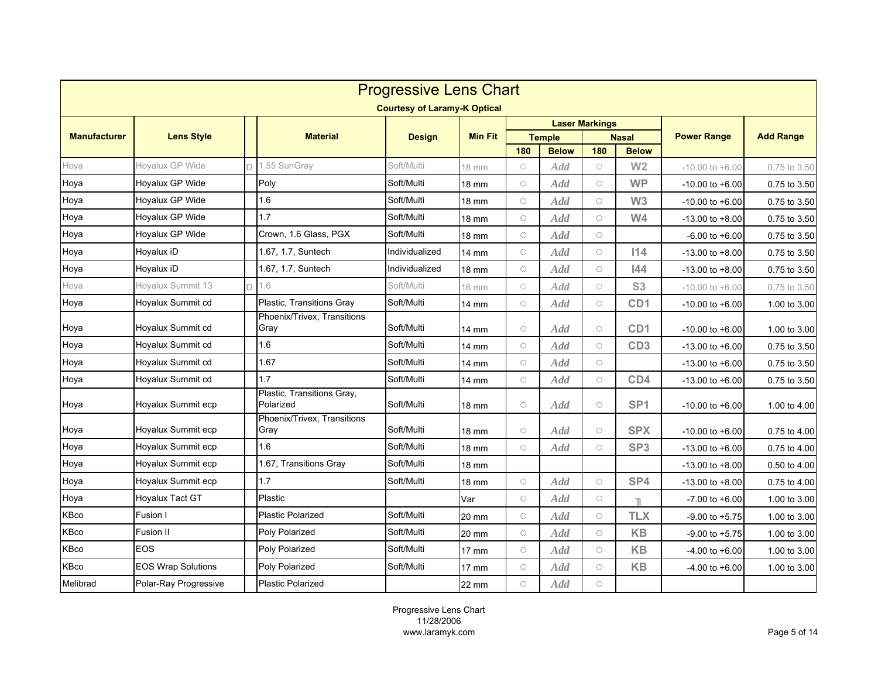# Progressive Lens Chart

**Courtesy of Laramy-K Optical**

| Manufacturer | Lens Style | | Material | Design | Min Fit | Laser Markings | | | | Power Range | Add Range |
|---|---|---|---|---|---|---|---|---|---|---|---|
| | | | | | | Temple | | Nasal | | | |
| | | | | | | 180 | Below | 180 | Below | | |
| Hoya | Hoyalux GP Wide | D | 1.55 SunGray | Soft/Multi | 18 mm | ○ | Add | ○ | W2 | -10.00 to +6.00 | 0.75 to 3.50 |
| Hoya | Hoyalux GP Wide | | Poly | Soft/Multi | 18 mm | ○ | Add | ○ | WP | -10.00 to +6.00 | 0.75 to 3.50 |
| Hoya | Hoyalux GP Wide | | 1.6 | Soft/Multi | 18 mm | ○ | Add | ○ | W3 | -10.00 to +6.00 | 0.75 to 3.50 |
| Hoya | Hoyalux GP Wide | | 1.7 | Soft/Multi | 18 mm | ○ | Add | ○ | W4 | -13.00 to +8.00 | 0.75 to 3.50 |
| Hoya | Hoyalux GP Wide | | Crown, 1.6 Glass, PGX | Soft/Multi | 18 mm | ○ | Add | ○ | | -6.00 to +6.00 | 0.75 to 3.50 |
| Hoya | Hoyalux iD | | 1.67, 1.7, Suntech | Individualized | 14 mm | ○ | Add | ○ | I14 | -13.00 to +8.00 | 0.75 to 3.50 |
| Hoya | Hoyalux iD | | 1.67, 1.7, Suntech | Individualized | 18 mm | ○ | Add | ○ | I44 | -13.00 to +8.00 | 0.75 to 3.50 |
| Hoya | Hoyalux Summit 13 | D | 1.6 | Soft/Multi | 16 mm | ○ | Add | ○ | S3 | -10.00 to +6.00 | 0.75 to 3.50 |
| Hoya | Hoyalux Summit cd | | Plastic, Transitions Gray | Soft/Multi | 14 mm | ○ | Add | ○ | CD1 | -10.00 to +6.00 | 1.00 to 3.00 |
| Hoya | Hoyalux Summit cd | | Phoenix/Trivex, Transitions Gray | Soft/Multi | 14 mm | ○ | Add | ○ | CD1 | -10.00 to +6.00 | 1.00 to 3.00 |
| Hoya | Hoyalux Summit cd | | 1.6 | Soft/Multi | 14 mm | ○ | Add | ○ | CD3 | -13.00 to +6.00 | 0.75 to 3.50 |
| Hoya | Hoyalux Summit cd | | 1.67 | Soft/Multi | 14 mm | ○ | Add | ○ | | -13.00 to +6.00 | 0.75 to 3.50 |
| Hoya | Hoyalux Summit cd | | 1.7 | Soft/Multi | 14 mm | ○ | Add | ○ | CD4 | -13.00 to +6.00 | 0.75 to 3.50 |
| Hoya | Hoyalux Summit ecp | | Plastic, Transitions Gray, Polarized | Soft/Multi | 18 mm | ○ | Add | ○ | SP1 | -10.00 to +6.00 | 1.00 to 4.00 |
| Hoya | Hoyalux Summit ecp | | Phoenix/Trivex, Transitions Gray | Soft/Multi | 18 mm | ○ | Add | ○ | SPX | -10.00 to +6.00 | 0.75 to 4.00 |
| Hoya | Hoyalux Summit ecp | | 1.6 | Soft/Multi | 18 mm | ○ | Add | ○ | SP3 | -13.00 to +6.00 | 0.75 to 4.00 |
| Hoya | Hoyalux Summit ecp | | 1.67, Transitions Gray | Soft/Multi | 18 mm | | | | | -13.00 to +8.00 | 0.50 to 4.00 |
| Hoya | Hoyalux Summit ecp | | 1.7 | Soft/Multi | 18 mm | ○ | Add | ○ | SP4 | -13.00 to +8.00 | 0.75 to 4.00 |
| Hoya | Hoyalux Tact GT | | Plastic | | Var | ○ | Add | ○ | T | -7.00 to +6.00 | 1.00 to 3.00 |
| KBco | Fusion I | | Plastic Polarized | Soft/Multi | 20 mm | ○ | Add | ○ | TLX | -9.00 to +5.75 | 1.00 to 3.00 |
| KBco | Fusion II | | Poly Polarized | Soft/Multi | 20 mm | ○ | Add | ○ | KB | -9.00 to +5.75 | 1.00 to 3.00 |
| KBco | EOS | | Poly Polarized | Soft/Multi | 17 mm | ○ | Add | ○ | KB | -4.00 to +6.00 | 1.00 to 3.00 |
| KBco | EOS Wrap Solutions | | Poly Polarized | Soft/Multi | 17 mm | ○ | Add | ○ | KB | -4.00 to +6.00 | 1.00 to 3.00 |
| Melibrad | Polar-Ray Progressive | | Plastic Polarized | | 22 mm | ○ | Add | ○ | | | |

Progressive Lens Chart
11/28/2006
www.laramyk.com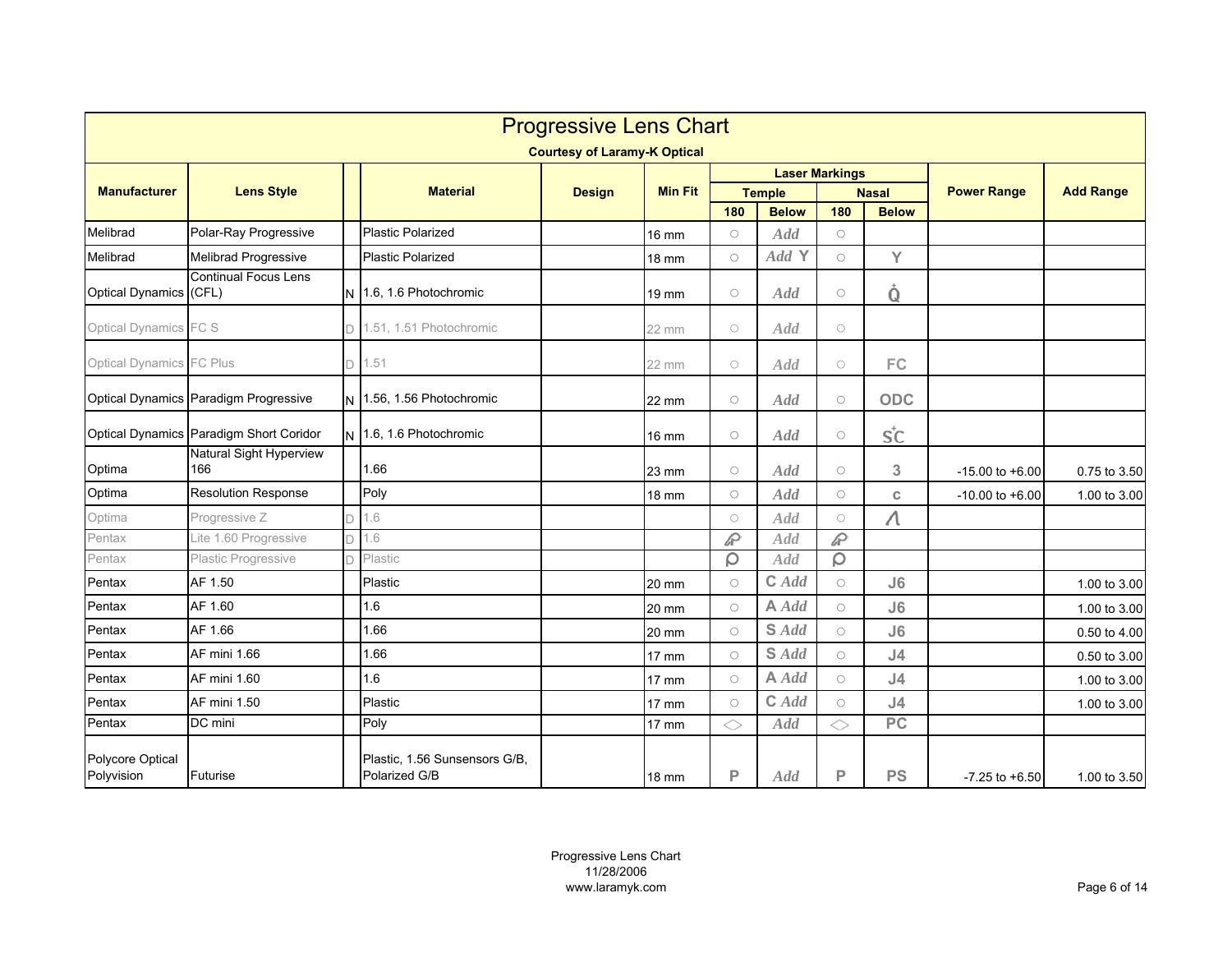# Progressive Lens Chart

**Courtesy of Laramy-K Optical**

| Manufacturer | Lens Style | | Material | Design | Min Fit | Laser Markings | | | | Power Range | Add Range |
|---|---|---|---|---|---|---|---|---|---|---|---|
| | | | | | | Temple | | Nasal | | | |
| | | | | | | 180 | Below | 180 | Below | | |
| Melibrad | Polar-Ray Progressive | | Plastic Polarized | | 16 mm | ○ | Add | ○ | | | |
| Melibrad | Melibrad Progressive | | Plastic Polarized | | 18 mm | ○ | Add Y | ○ | Y | | |
| Optical Dynamics | Continual Focus Lens (CFL) | N | 1.6, 1.6 Photochromic | | 19 mm | ○ | Add | ○ | Q | | |
| Optical Dynamics | FC S | D | 1.51, 1.51 Photochromic | | 22 mm | ○ | Add | ○ | | | |
| Optical Dynamics | FC Plus | D | 1.51 | | 22 mm | ○ | Add | ○ | FC | | |
| Optical Dynamics | Paradigm Progressive | N | 1.56, 1.56 Photochromic | | 22 mm | ○ | Add | ○ | ODC | | |
| Optical Dynamics | Paradigm Short Coridor | N | 1.6, 1.6 Photochromic | | 16 mm | ○ | Add | ○ | SC | | |
| Optima | Natural Sight Hyperview 166 | | 1.66 | | 23 mm | ○ | Add | ○ | 3 | -15.00 to +6.00 | 0.75 to 3.50 |
| Optima | Resolution Response | | Poly | | 18 mm | ○ | Add | ○ | c | -10.00 to +6.00 | 1.00 to 3.00 |
| Optima | Progressive Z | D | 1.6 | | | ○ | Add | ○ | Λ | | |
| Pentax | Lite 1.60 Progressive | D | 1.6 | | | ℘ | Add | ℘ | | | |
| Pentax | Plastic Progressive | D | Plastic | | | ϙ | Add | ϙ | | | |
| Pentax | AF 1.50 | | Plastic | | 20 mm | ○ | C Add | ○ | J6 | | 1.00 to 3.00 |
| Pentax | AF 1.60 | | 1.6 | | 20 mm | ○ | A Add | ○ | J6 | | 1.00 to 3.00 |
| Pentax | AF 1.66 | | 1.66 | | 20 mm | ○ | S Add | ○ | J6 | | 0.50 to 4.00 |
| Pentax | AF mini 1.66 | | 1.66 | | 17 mm | ○ | S Add | ○ | J4 | | 0.50 to 3.00 |
| Pentax | AF mini 1.60 | | 1.6 | | 17 mm | ○ | A Add | ○ | J4 | | 1.00 to 3.00 |
| Pentax | AF mini 1.50 | | Plastic | | 17 mm | ○ | C Add | ○ | J4 | | 1.00 to 3.00 |
| Pentax | DC mini | | Poly | | 17 mm | <> | Add | <> | PC | | |
| Polycore Optical Polyvision | Futurise | | Plastic, 1.56 Sunsensors G/B, Polarized G/B | | 18 mm | P | Add | P | PS | -7.25 to +6.50 | 1.00 to 3.50 |

Progressive Lens Chart
11/28/2006
www.laramyk.com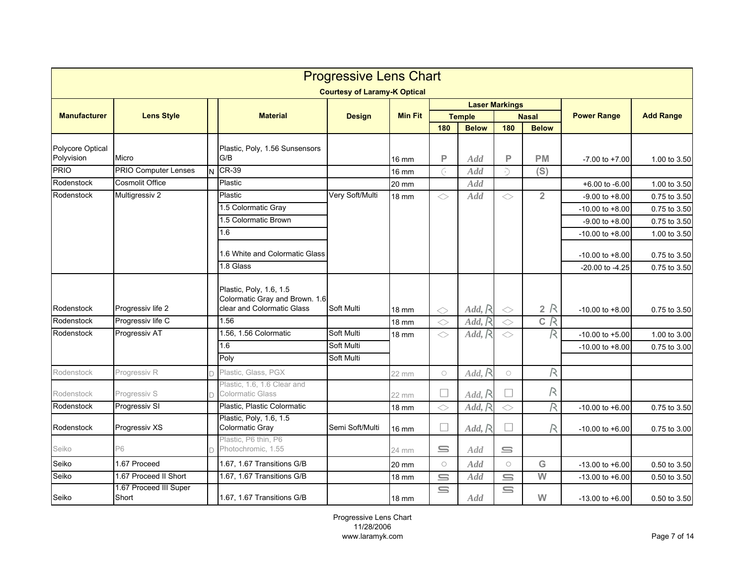# Progressive Lens Chart

**Courtesy of Laramy-K Optical**

| Manufacturer | Lens Style | | Material | Design | Min Fit | Laser Markings | | | | Power Range | Add Range |
|---|---|---|---|---|---|---|---|---|---|---|---|
| | | | | | | Temple | | Nasal | | | |
| | | | | | | 180 | Below | 180 | Below | | |
| Polycore Optical Polyvision | Micro | | Plastic, Poly, 1.56 Sunsensors G/B | | 16 mm | P | Add | P | PM | -7.00 to +7.00 | 1.00 to 3.50 |
| PRIO | PRIO Computer Lenses | N | CR-39 | | 16 mm | ◌ | Add | ◌ | (S) | | |
| Rodenstock | Cosmolit Office | | Plastic | | 20 mm | | Add | | | +6.00 to -6.00 | 1.00 to 3.50 |
| Rodenstock | Multigressiv 2 | | Plastic | Very Soft/Multi | 18 mm | ◇ | Add | ◇ | 2 | -9.00 to +8.00 | 0.75 to 3.50 |
| | | | 1.5 Colormatic Gray | | | | | | | -10.00 to +8.00 | 0.75 to 3.50 |
| | | | 1.5 Colormatic Brown | | | | | | | -9.00 to +8.00 | 0.75 to 3.50 |
| | | | 1.6 | | | | | | | -10.00 to +8.00 | 1.00 to 3.50 |
| | | | 1.6 White and Colormatic Glass | | | | | | | -10.00 to +8.00 | 0.75 to 3.50 |
| | | | 1.8 Glass | | | | | | | -20.00 to -4.25 | 0.75 to 3.50 |
| Rodenstock | Progressiv life 2 | | Plastic, Poly, 1.6, 1.5 Colormatic Gray and Brown. 1.6 clear and Colormatic Glass | Soft Multi | 18 mm | ◇ | Add, R | ◇ | 2 R | -10.00 to +8.00 | 0.75 to 3.50 |
| Rodenstock | Progressiv life C | | 1.56 | | 18 mm | ◇ | Add, R | ◇ | C R | | |
| Rodenstock | Progressiv AT | | 1.56, 1.56 Colormatic | Soft Multi | 18 mm | ◇ | Add, R | ◇ | R | -10.00 to +5.00 | 1.00 to 3.00 |
| | | | 1.6 | Soft Multi | | | | | | -10.00 to +8.00 | 0.75 to 3.00 |
| | | | Poly | Soft Multi | | | | | | | |
| Rodenstock | Progressiv R | D | Plastic, Glass, PGX | | 22 mm | ○ | Add, R | ○ | R | | |
| Rodenstock | Progressiv S | D | Plastic, 1.6, 1.6 Clear and Colormatic Glass | | 22 mm | □ | Add, R | □ | R | | |
| Rodenstock | Progressiv SI | | Plastic, Plastic Colormatic | | 18 mm | ◇ | Add, R | ◇ | R | -10.00 to +6.00 | 0.75 to 3.50 |
| Rodenstock | Progressiv XS | | Plastic, Poly, 1.6, 1.5 Colormatic Gray | Semi Soft/Multi | 16 mm | □ | Add, R | □ | R | -10.00 to +6.00 | 0.75 to 3.00 |
| Seiko | P6 | D | Plastic, P6 thin, P6 Photochromic, 1.55 | | 24 mm | S | Add | S | | | |
| Seiko | 1.67 Proceed | | 1.67, 1.67 Transitions G/B | | 20 mm | ○ | Add | ○ | G | -13.00 to +6.00 | 0.50 to 3.50 |
| Seiko | 1.67 Proceed II Short | | 1.67, 1.67 Transitions G/B | | 18 mm | S | Add | S | W | -13.00 to +6.00 | 0.50 to 3.50 |
| Seiko | 1.67 Proceed III Super Short | | 1.67, 1.67 Transitions G/B | | 18 mm | S | Add | S | W | -13.00 to +6.00 | 0.50 to 3.50 |

Progressive Lens Chart
11/28/2006
www.laramyk.com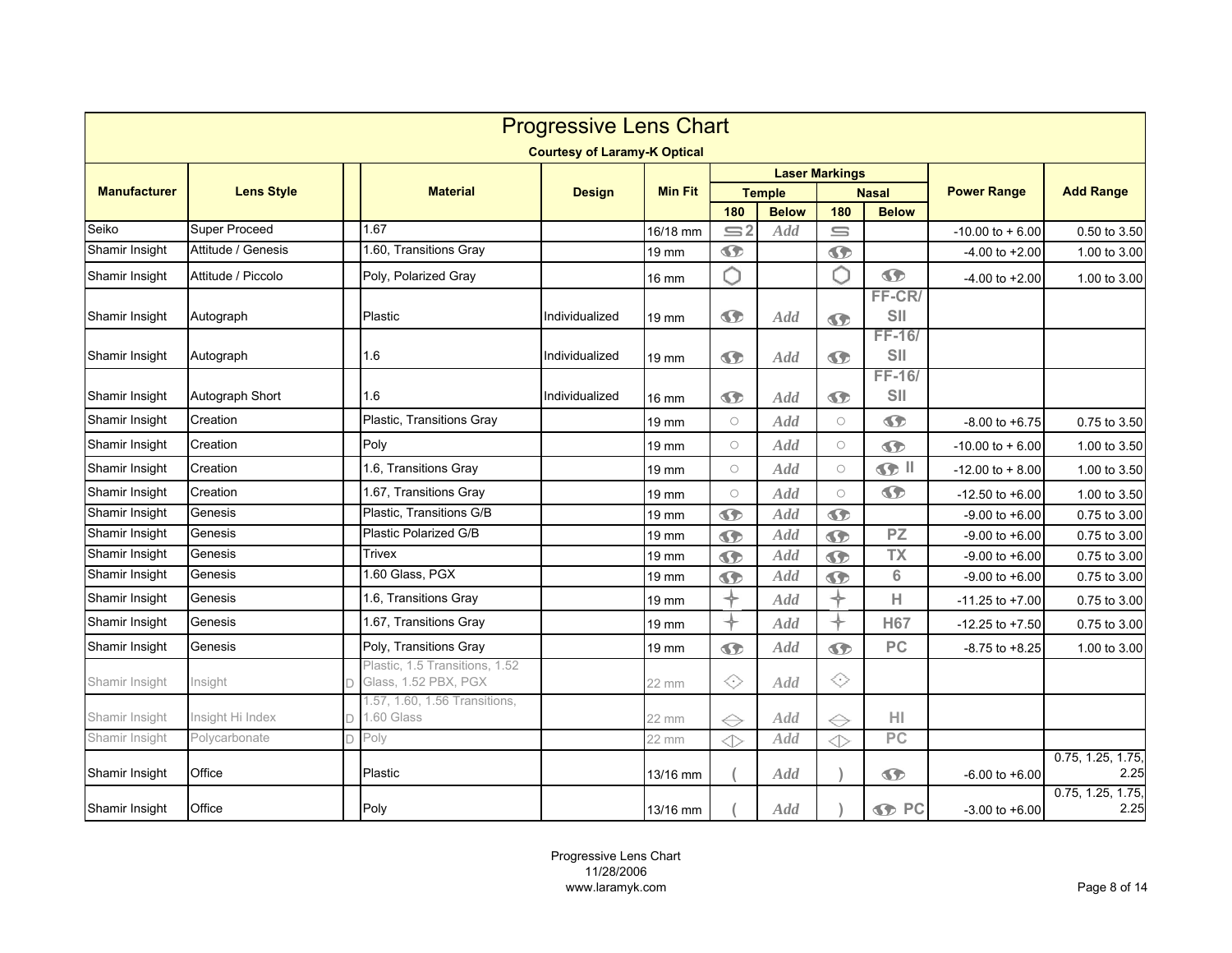# Progressive Lens Chart

**Courtesy of Laramy-K Optical**

| Manufacturer | Lens Style | | Material | Design | Min Fit | Laser Markings | | | | Power Range | Add Range |
|---|---|---|---|---|---|---|---|---|---|---|---|
| | | | | | | Temple | | Nasal | | | |
| | | | | | | 180 | Below | 180 | Below | | |
| Seiko | Super Proceed | | 1.67 | | 16/18 mm | ⊆2 | Add | ⊆ | | -10.00 to + 6.00 | 0.50 to 3.50 |
| Shamir Insight | Attitude / Genesis | | 1.60, Transitions Gray | | 19 mm | (logo) | | (logo) | | -4.00 to +2.00 | 1.00 to 3.00 |
| Shamir Insight | Attitude / Piccolo | | Poly, Polarized Gray | | 16 mm | ⬡ | | ⬡ | (logo) | -4.00 to +2.00 | 1.00 to 3.00 |
| Shamir Insight | Autograph | | Plastic | Individualized | 19 mm | (logo) | Add | (logo) | FF-CR/ SII | | |
| Shamir Insight | Autograph | | 1.6 | Individualized | 19 mm | (logo) | Add | (logo) | FF-16/ SII | | |
| Shamir Insight | Autograph Short | | 1.6 | Individualized | 16 mm | (logo) | Add | (logo) | FF-16/ SII | | |
| Shamir Insight | Creation | | Plastic, Transitions Gray | | 19 mm | ○ | Add | ○ | (logo) | -8.00 to +6.75 | 0.75 to 3.50 |
| Shamir Insight | Creation | | Poly | | 19 mm | ○ | Add | ○ | (logo) | -10.00 to + 6.00 | 1.00 to 3.50 |
| Shamir Insight | Creation | | 1.6, Transitions Gray | | 19 mm | ○ | Add | ○ | (logo) II | -12.00 to + 8.00 | 1.00 to 3.50 |
| Shamir Insight | Creation | | 1.67, Transitions Gray | | 19 mm | ○ | Add | ○ | (logo) | -12.50 to +6.00 | 1.00 to 3.50 |
| Shamir Insight | Genesis | | Plastic, Transitions G/B | | 19 mm | (logo) | Add | (logo) | | -9.00 to +6.00 | 0.75 to 3.00 |
| Shamir Insight | Genesis | | Plastic Polarized G/B | | 19 mm | (logo) | Add | (logo) | PZ | -9.00 to +6.00 | 0.75 to 3.00 |
| Shamir Insight | Genesis | | Trivex | | 19 mm | (logo) | Add | (logo) | TX | -9.00 to +6.00 | 0.75 to 3.00 |
| Shamir Insight | Genesis | | 1.60 Glass, PGX | | 19 mm | (logo) | Add | (logo) | 6 | -9.00 to +6.00 | 0.75 to 3.00 |
| Shamir Insight | Genesis | | 1.6, Transitions Gray | | 19 mm | ✦ | Add | ✦ | H | -11.25 to +7.00 | 0.75 to 3.00 |
| Shamir Insight | Genesis | | 1.67, Transitions Gray | | 19 mm | ✦ | Add | ✦ | H67 | -12.25 to +7.50 | 0.75 to 3.00 |
| Shamir Insight | Genesis | | Poly, Transitions Gray | | 19 mm | (logo) | Add | (logo) | PC | -8.75 to +8.25 | 1.00 to 3.00 |
| Shamir Insight | Insight | D | Plastic, 1.5 Transitions, 1.52 Glass, 1.52 PBX, PGX | | 22 mm | ◇ | Add | ◇ | | | |
| Shamir Insight | Insight Hi Index | D | 1.57, 1.60, 1.56 Transitions, 1.60 Glass | | 22 mm | ⬭ | Add | ⬭ | HI | | |
| Shamir Insight | Polycarbonate | D | Poly | | 22 mm | ◁▷ | Add | ◁▷ | PC | | |
| Shamir Insight | Office | | Plastic | | 13/16 mm | ( | Add | ) | (logo) | -6.00 to +6.00 | 0.75, 1.25, 1.75, 2.25 |
| Shamir Insight | Office | | Poly | | 13/16 mm | ( | Add | ) | (logo) PC | -3.00 to +6.00 | 0.75, 1.25, 1.75, 2.25 |

Progressive Lens Chart
11/28/2006
www.laramyk.com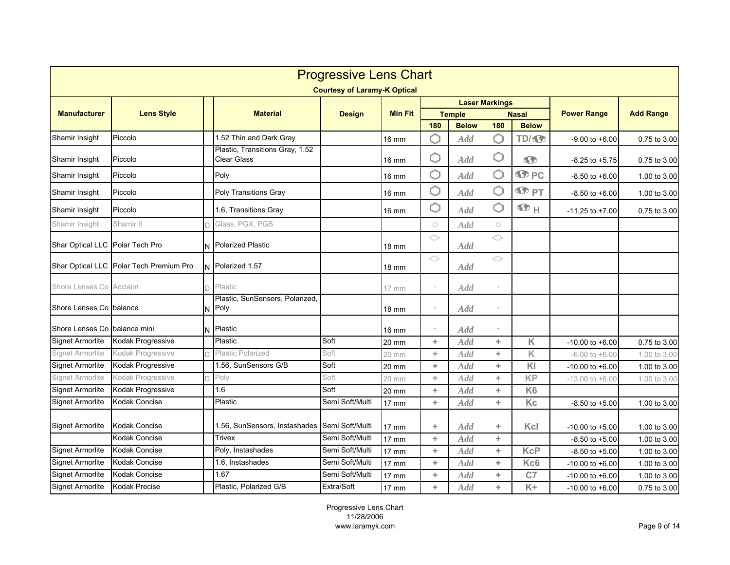# Progressive Lens Chart

**Courtesy of Laramy-K Optical**

| Manufacturer | Lens Style | | Material | Design | Min Fit | Laser Markings | | | | Power Range | Add Range |
|---|---|---|---|---|---|---|---|---|---|---|---|
| | | | | | | Temple | | Nasal | | | |
| | | | | | | 180 | Below | 180 | Below | | |
| Shamir Insight | Piccolo | | 1.52 Thin and Dark Gray | | 16 mm | ⬡ | Add | ⬡ | TD/ | -9.00 to +6.00 | 0.75 to 3.00 |
| Shamir Insight | Piccolo | | Plastic, Transitions Gray, 1.52 Clear Glass | | 16 mm | ⬡ | Add | ⬡ | | -8.25 to +5.75 | 0.75 to 3.00 |
| Shamir Insight | Piccolo | | Poly | | 16 mm | ⬡ | Add | ⬡ | PC | -8.50 to +6.00 | 1.00 to 3.00 |
| Shamir Insight | Piccolo | | Poly Transitions Gray | | 16 mm | ⬡ | Add | ⬡ | PT | -8.50 to +6.00 | 1.00 to 3.00 |
| Shamir Insight | Piccolo | | 1.6, Transitions Gray | | 16 mm | ⬡ | Add | ⬡ | H | -11.25 to +7.00 | 0.75 to 3.00 |
| Shamir Insight | Shamir II | D | Glass, PGX, PGB | | | ○ | Add | ○ | | | |
| Shar Optical LLC | Polar Tech Pro | N | Polarized Plastic | | 18 mm | ◇ | Add | ◇ | | | |
| Shar Optical LLC | Polar Tech Premium Pro | N | Polarized 1.57 | | 18 mm | ◇ | Add | ◇ | | | |
| Shore Lenses Co | Acclaim | D | Plastic | | 17 mm | · | Add | · | | | |
| Shore Lenses Co | balance | N | Plastic, SunSensors, Polarized, Poly | | 18 mm | · | Add | · | | | |
| Shore Lenses Co | balance mini | N | Plastic | | 16 mm | · | Add | · | | | |
| Signet Armorlite | Kodak Progressive | | Plastic | Soft | 20 mm | + | Add | + | K | -10.00 to +6.00 | 0.75 to 3.00 |
| Signet Armorlite | Kodak Progressive | D | Plastic Polarized | Soft | 20 mm | + | Add | + | K | -6.00 to +6.00 | 1.00 to 3.00 |
| Signet Armorlite | Kodak Progressive | | 1.56, SunSensors G/B | Soft | 20 mm | + | Add | + | KI | -10.00 to +6.00 | 1.00 to 3.00 |
| Signet Armorlite | Kodak Progressive | D | Poly | Soft | 20 mm | + | Add | + | KP | -13.00 to +6.00 | 1.00 to 3.00 |
| Signet Armorlite | Kodak Progressive | | 1.6 | Soft | 20 mm | + | Add | + | K6 | | |
| Signet Armorlite | Kodak Concise | | Plastic | Semi Soft/Multi | 17 mm | + | Add | + | Kc | -8.50 to +5.00 | 1.00 to 3.00 |
| Signet Armorlite | Kodak Concise | | 1.56, SunSensors, Instashades | Semi Soft/Multi | 17 mm | + | Add | + | KcI | -10.00 to +5.00 | 1.00 to 3.00 |
| | Kodak Concise | | Trivex | Semi Soft/Multi | 17 mm | + | Add | + | | -8.50 to +5.00 | 1.00 to 3.00 |
| Signet Armorlite | Kodak Concise | | Poly, Instashades | Semi Soft/Multi | 17 mm | + | Add | + | KcP | -8.50 to +5.00 | 1.00 to 3.00 |
| Signet Armorlite | Kodak Concise | | 1.6, Instashades | Semi Soft/Multi | 17 mm | + | Add | + | Kc6 | -10.00 to +6.00 | 1.00 to 3.00 |
| Signet Armorlite | Kodak Concise | | 1.67 | Semi Soft/Multi | 17 mm | + | Add | + | C7 | -10.00 to +6.00 | 1.00 to 3.00 |
| Signet Armorlite | Kodak Precise | | Plastic, Polarized G/B | Extra/Soft | 17 mm | + | Add | + | K+ | -10.00 to +6.00 | 0.75 to 3.00 |

Progressive Lens Chart
11/28/2006
www.laramyk.com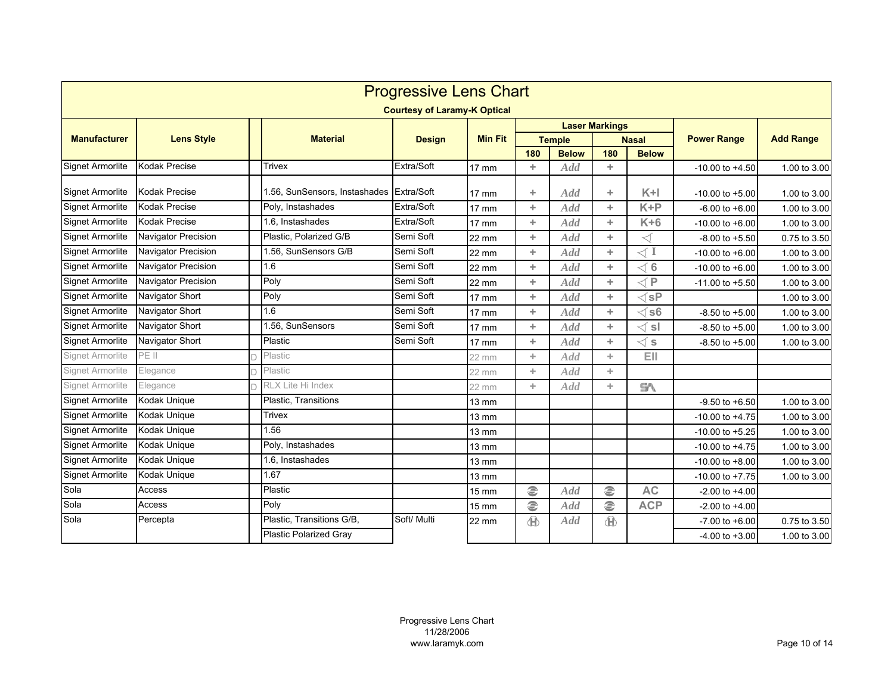# Progressive Lens Chart

**Courtesy of Laramy-K Optical**

| Manufacturer | Lens Style | | Material | Design | Min Fit | Laser Markings | | | | Power Range | Add Range |
|---|---|---|---|---|---|---|---|---|---|---|---|
| | | | | | | Temple | | Nasal | | | |
| | | | | | | 180 | Below | 180 | Below | | |
| Signet Armorlite | Kodak Precise | | Trivex | Extra/Soft | 17 mm | + | Add | + | | -10.00 to +4.50 | 1.00 to 3.00 |
| Signet Armorlite | Kodak Precise | | 1.56, SunSensors, Instashades | Extra/Soft | 17 mm | + | Add | + | K+I | -10.00 to +5.00 | 1.00 to 3.00 |
| Signet Armorlite | Kodak Precise | | Poly, Instashades | Extra/Soft | 17 mm | + | Add | + | K+P | -6.00 to +6.00 | 1.00 to 3.00 |
| Signet Armorlite | Kodak Precise | | 1.6, Instashades | Extra/Soft | 17 mm | + | Add | + | K+6 | -10.00 to +6.00 | 1.00 to 3.00 |
| Signet Armorlite | Navigator Precision | | Plastic, Polarized G/B | Semi Soft | 22 mm | + | Add | + | ◁ | -8.00 to +5.50 | 0.75 to 3.50 |
| Signet Armorlite | Navigator Precision | | 1.56, SunSensors G/B | Semi Soft | 22 mm | + | Add | + | ◁ I | -10.00 to +6.00 | 1.00 to 3.00 |
| Signet Armorlite | Navigator Precision | | 1.6 | Semi Soft | 22 mm | + | Add | + | ◁ 6 | -10.00 to +6.00 | 1.00 to 3.00 |
| Signet Armorlite | Navigator Precision | | Poly | Semi Soft | 22 mm | + | Add | + | ◁ P | -11.00 to +5.50 | 1.00 to 3.00 |
| Signet Armorlite | Navigator Short | | Poly | Semi Soft | 17 mm | + | Add | + | ◁sP | | 1.00 to 3.00 |
| Signet Armorlite | Navigator Short | | 1.6 | Semi Soft | 17 mm | + | Add | + | ◁ s6 | -8.50 to +5.00 | 1.00 to 3.00 |
| Signet Armorlite | Navigator Short | | 1.56, SunSensors | Semi Soft | 17 mm | + | Add | + | ◁ sI | -8.50 to +5.00 | 1.00 to 3.00 |
| Signet Armorlite | Navigator Short | | Plastic | Semi Soft | 17 mm | + | Add | + | ◁ s | -8.50 to +5.00 | 1.00 to 3.00 |
| Signet Armorlite | PE II | D | Plastic | | 22 mm | + | Add | + | EII | | |
| Signet Armorlite | Elegance | D | Plastic | | 22 mm | + | Add | + | | | |
| Signet Armorlite | Elegance | D | RLX Lite Hi Index | | 22 mm | + | Add | + | SA | | |
| Signet Armorlite | Kodak Unique | | Plastic, Transitions | | 13 mm | | | | | -9.50 to +6.50 | 1.00 to 3.00 |
| Signet Armorlite | Kodak Unique | | Trivex | | 13 mm | | | | | -10.00 to +4.75 | 1.00 to 3.00 |
| Signet Armorlite | Kodak Unique | | 1.56 | | 13 mm | | | | | -10.00 to +5.25 | 1.00 to 3.00 |
| Signet Armorlite | Kodak Unique | | Poly, Instashades | | 13 mm | | | | | -10.00 to +4.75 | 1.00 to 3.00 |
| Signet Armorlite | Kodak Unique | | 1.6, Instashades | | 13 mm | | | | | -10.00 to +8.00 | 1.00 to 3.00 |
| Signet Armorlite | Kodak Unique | | 1.67 | | 13 mm | | | | | -10.00 to +7.75 | 1.00 to 3.00 |
| Sola | Access | | Plastic | | 15 mm | ⊜ | Add | ⊜ | AC | -2.00 to +4.00 | |
| Sola | Access | | Poly | | 15 mm | ⊜ | Add | ⊜ | ACP | -2.00 to +4.00 | |
| Sola | Percepta | | Plastic, Transitions G/B, | Soft/ Multi | 22 mm | Ⓗ | Add | Ⓗ | | -7.00 to +6.00 | 0.75 to 3.50 |
| | | | Plastic Polarized Gray | | | | | | | -4.00 to +3.00 | 1.00 to 3.00 |

Progressive Lens Chart
11/28/2006
www.laramyk.com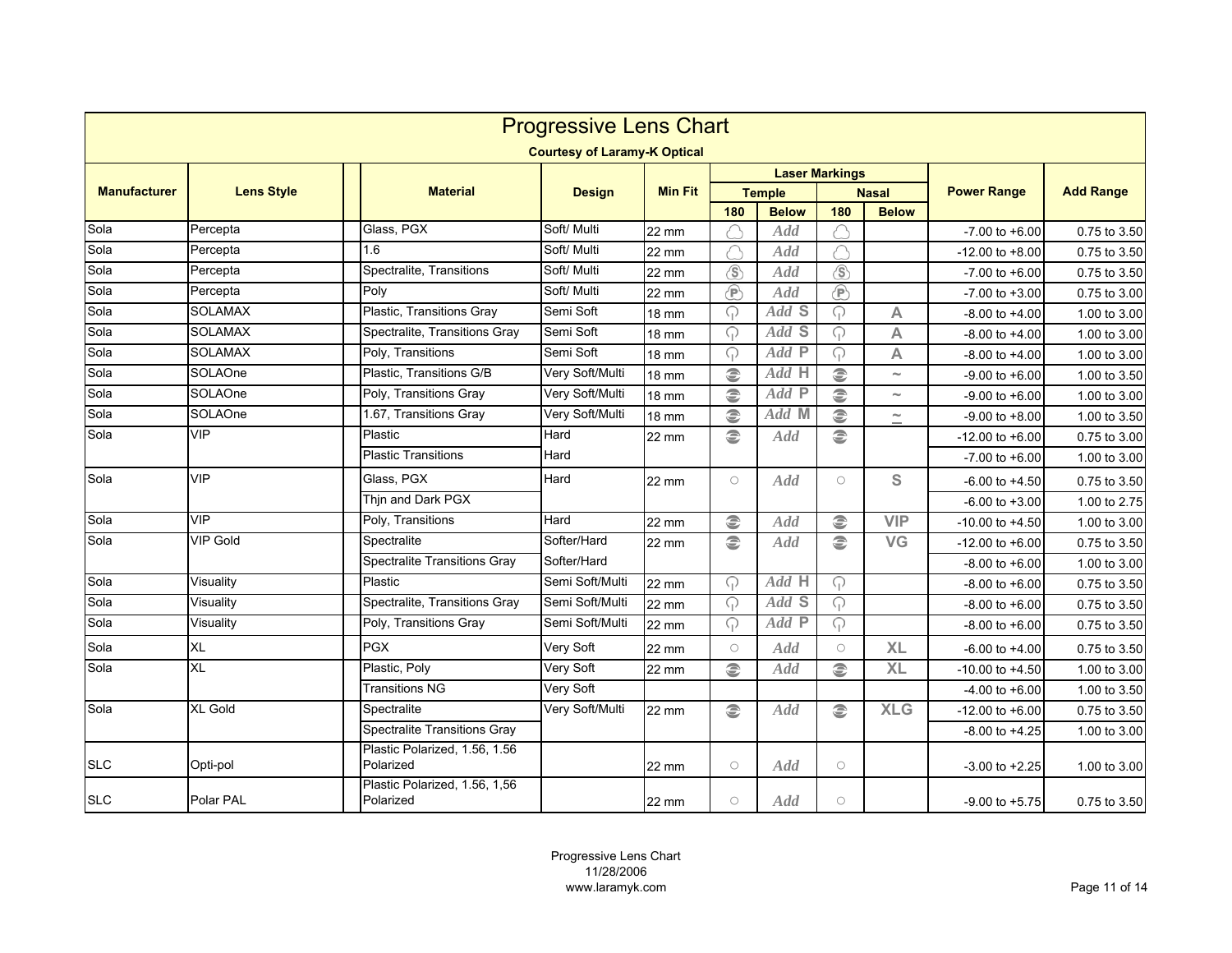# Progressive Lens Chart

**Courtesy of Laramy-K Optical**

| Manufacturer | Lens Style | Material | Design | Min Fit | Laser Markings | | | | Power Range | Add Range |
|---|---|---|---|---|---|---|---|---|---|---|
| | | | | | Temple | | Nasal | | | |
| | | | | | 180 | Below | 180 | Below | | |
| Sola | Percepta | Glass, PGX | Soft/ Multi | 22 mm | | Add | | | -7.00 to +6.00 | 0.75 to 3.50 |
| Sola | Percepta | 1.6 | Soft/ Multi | 22 mm | | Add | | | -12.00 to +8.00 | 0.75 to 3.50 |
| Sola | Percepta | Spectralite, Transitions | Soft/ Multi | 22 mm | (S) | Add | (S) | | -7.00 to +6.00 | 0.75 to 3.50 |
| Sola | Percepta | Poly | Soft/ Multi | 22 mm | (P) | Add | (P) | | -7.00 to +3.00 | 0.75 to 3.00 |
| Sola | SOLAMAX | Plastic, Transitions Gray | Semi Soft | 18 mm | | Add S | | A | -8.00 to +4.00 | 1.00 to 3.00 |
| Sola | SOLAMAX | Spectralite, Transitions Gray | Semi Soft | 18 mm | | Add S | | A | -8.00 to +4.00 | 1.00 to 3.00 |
| Sola | SOLAMAX | Poly, Transitions | Semi Soft | 18 mm | | Add P | | A | -8.00 to +4.00 | 1.00 to 3.00 |
| Sola | SOLAOne | Plastic, Transitions G/B | Very Soft/Multi | 18 mm | | Add H | | ~ | -9.00 to +6.00 | 1.00 to 3.50 |
| Sola | SOLAOne | Poly, Transitions Gray | Very Soft/Multi | 18 mm | | Add P | | ~ | -9.00 to +6.00 | 1.00 to 3.00 |
| Sola | SOLAOne | 1.67, Transitions Gray | Very Soft/Multi | 18 mm | | Add M | | ~ | -9.00 to +8.00 | 1.00 to 3.50 |
| Sola | VIP | Plastic | Hard | 22 mm | | Add | | | -12.00 to +6.00 | 0.75 to 3.00 |
| | | Plastic Transitions | Hard | | | | | | -7.00 to +6.00 | 1.00 to 3.00 |
| Sola | VIP | Glass, PGX | Hard | 22 mm | ○ | Add | ○ | S | -6.00 to +4.50 | 0.75 to 3.50 |
| | | Thjn and Dark PGX | | | | | | | -6.00 to +3.00 | 1.00 to 2.75 |
| Sola | VIP | Poly, Transitions | Hard | 22 mm | | Add | | VIP | -10.00 to +4.50 | 1.00 to 3.00 |
| Sola | VIP Gold | Spectralite | Softer/Hard | 22 mm | | Add | | VG | -12.00 to +6.00 | 0.75 to 3.50 |
| | | Spectralite Transitions Gray | Softer/Hard | | | | | | -8.00 to +6.00 | 1.00 to 3.00 |
| Sola | Visuality | Plastic | Semi Soft/Multi | 22 mm | | Add H | | | -8.00 to +6.00 | 0.75 to 3.50 |
| Sola | Visuality | Spectralite, Transitions Gray | Semi Soft/Multi | 22 mm | | Add S | | | -8.00 to +6.00 | 0.75 to 3.50 |
| Sola | Visuality | Poly, Transitions Gray | Semi Soft/Multi | 22 mm | | Add P | | | -8.00 to +6.00 | 0.75 to 3.50 |
| Sola | XL | PGX | Very Soft | 22 mm | ○ | Add | ○ | XL | -6.00 to +4.00 | 0.75 to 3.50 |
| Sola | XL | Plastic, Poly | Very Soft | 22 mm | | Add | | XL | -10.00 to +4.50 | 1.00 to 3.00 |
| | | Transitions NG | Very Soft | | | | | | -4.00 to +6.00 | 1.00 to 3.50 |
| Sola | XL Gold | Spectralite | Very Soft/Multi | 22 mm | | Add | | XLG | -12.00 to +6.00 | 0.75 to 3.50 |
| | | Spectralite Transitions Gray | | | | | | | -8.00 to +4.25 | 1.00 to 3.00 |
| SLC | Opti-pol | Plastic Polarized, 1.56, 1.56 Polarized | | 22 mm | ○ | Add | ○ | | -3.00 to +2.25 | 1.00 to 3.00 |
| SLC | Polar PAL | Plastic Polarized, 1.56, 1,56 Polarized | | 22 mm | ○ | Add | ○ | | -9.00 to +5.75 | 0.75 to 3.50 |

Progressive Lens Chart
11/28/2006
www.laramyk.com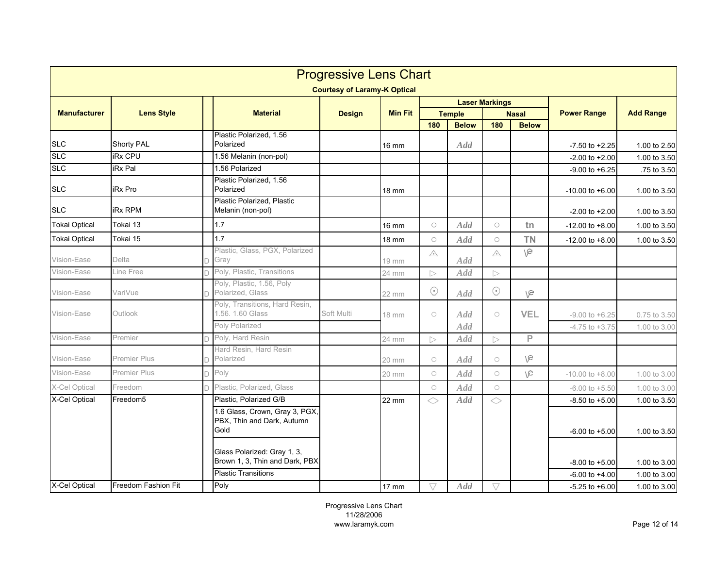# Progressive Lens Chart

**Courtesy of Laramy-K Optical**

| Manufacturer | Lens Style | | Material | Design | Min Fit | Laser Markings | | | | Power Range | Add Range |
|---|---|---|---|---|---|---|---|---|---|---|---|
| | | | | | | Temple | | Nasal | | | |
| | | | | | | 180 | Below | 180 | Below | | |
| SLC | Shorty PAL | | Plastic Polarized, 1.56 Polarized | | 16 mm | | Add | | | -7.50 to +2.25 | 1.00 to 2.50 |
| SLC | iRx CPU | | 1.56 Melanin (non-pol) | | | | | | | -2.00 to +2.00 | 1.00 to 3.50 |
| SLC | iRx Pal | | 1.56 Polarized | | | | | | | -9.00 to +6.25 | .75 to 3.50 |
| SLC | iRx Pro | | Plastic Polarized, 1.56 Polarized | | 18 mm | | | | | -10.00 to +6.00 | 1.00 to 3.50 |
| SLC | iRx RPM | | Plastic Polarized, Plastic Melanin (non-pol) | | | | | | | -2.00 to +2.00 | 1.00 to 3.50 |
| Tokai Optical | Tokai 13 | | 1.7 | | 16 mm | ○ | Add | ○ | tn | -12.00 to +8.00 | 1.00 to 3.50 |
| Tokai Optical | Tokai 15 | | 1.7 | | 18 mm | ○ | Add | ○ | TN | -12.00 to +8.00 | 1.00 to 3.50 |
| Vision-Ease | Delta | D | Plastic, Glass, PGX, Polarized Gray | | 19 mm | △ | Add | △ | Ve | | |
| Vision-Ease | Line Free | D | Poly, Plastic, Transitions | | 24 mm | ▷ | Add | ▷ | | | |
| Vision-Ease | VariVue | D | Poly, Plastic, 1.56, Poly Polarized, Glass | | 22 mm | ⊙ | Add | ⊙ | Ve | | |
| Vision-Ease | Outlook | | Poly, Transitions, Hard Resin, 1.56. 1.60 Glass | Soft Multi | 18 mm | ○ | Add | ○ | VEL | -9.00 to +6.25 | 0.75 to 3.50 |
| | | | Poly Polarized | | | | Add | | | -4.75 to +3.75 | 1.00 to 3.00 |
| Vision-Ease | Premier | D | Poly, Hard Resin | | 24 mm | ▷ | Add | ▷ | P | | |
| Vision-Ease | Premier Plus | D | Hard Resin, Hard Resin Polarized | | 20 mm | ○ | Add | ○ | Ve | | |
| Vision-Ease | Premier Plus | D | Poly | | 20 mm | ○ | Add | ○ | Ve | -10.00 to +8.00 | 1.00 to 3.00 |
| X-Cel Optical | Freedom | D | Plastic, Polarized, Glass | | | ○ | Add | ○ | | -6.00 to +5.50 | 1.00 to 3.00 |
| X-Cel Optical | Freedom5 | | Plastic, Polarized G/B | | 22 mm | <> | Add | <> | | -8.50 to +5.00 | 1.00 to 3.50 |
| | | | 1.6 Glass, Crown, Gray 3, PGX, PBX, Thin and Dark, Autumn Gold | | | | | | | -6.00 to +5.00 | 1.00 to 3.50 |
| | | | Glass Polarized: Gray 1, 3, Brown 1, 3, Thin and Dark, PBX | | | | | | | -8.00 to +5.00 | 1.00 to 3.00 |
| | | | Plastic Transitions | | | | | | | -6.00 to +4.00 | 1.00 to 3.00 |
| X-Cel Optical | Freedom Fashion Fit | | Poly | | 17 mm | ▽ | Add | ▽ | | -5.25 to +6.00 | 1.00 to 3.00 |

Progressive Lens Chart
11/28/2006
www.laramyk.com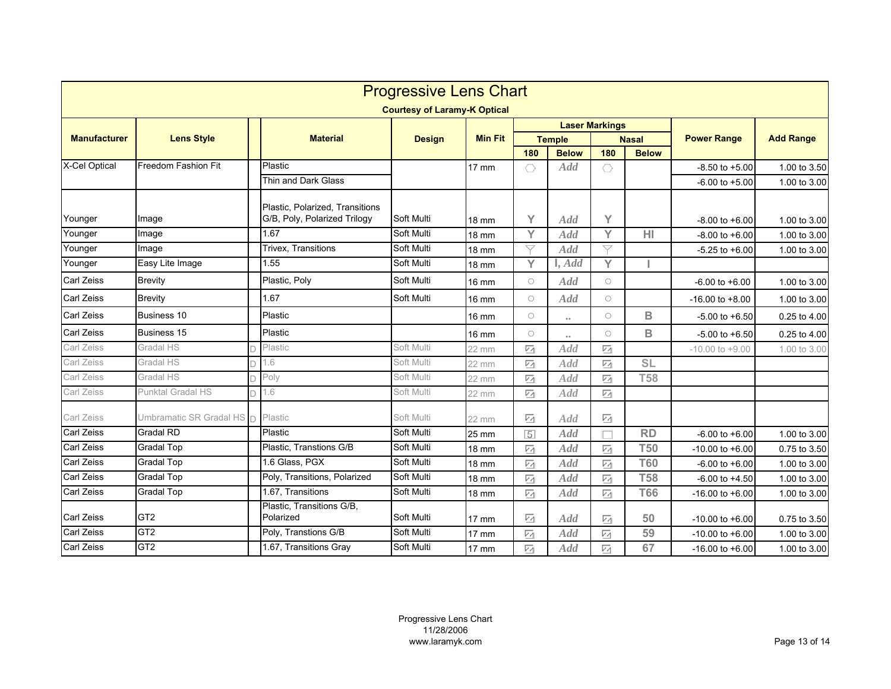# Progressive Lens Chart

**Courtesy of Laramy-K Optical**

| Manufacturer | Lens Style | | Material | Design | Min Fit | Laser Markings | | | | Power Range | Add Range |
|---|---|---|---|---|---|---|---|---|---|---|---|
| | | | | | | Temple | | Nasal | | | |
| | | | | | | 180 | Below | 180 | Below | | |
| X-Cel Optical | Freedom Fashion Fit | | Plastic | | 17 mm | ⬡ | Add | ⬡ | | -8.50 to +5.00 | 1.00 to 3.50 |
| | | | Thin and Dark Glass | | | | | | | -6.00 to +5.00 | 1.00 to 3.00 |
| Younger | Image | | Plastic, Polarized, Transitions G/B, Poly, Polarized Trilogy | Soft Multi | 18 mm | Y | Add | Y | | -8.00 to +6.00 | 1.00 to 3.00 |
| Younger | Image | | 1.67 | Soft Multi | 18 mm | Y | Add | Y | HI | -8.00 to +6.00 | 1.00 to 3.00 |
| Younger | Image | | Trivex, Transitions | Soft Multi | 18 mm | Y | Add | Y | | -5.25 to +6.00 | 1.00 to 3.00 |
| Younger | Easy Lite Image | | 1.55 | Soft Multi | 18 mm | Y | I, Add | Y | I | | |
| Carl Zeiss | Brevity | | Plastic, Poly | Soft Multi | 16 mm | ○ | Add | ○ | | -6.00 to +6.00 | 1.00 to 3.00 |
| Carl Zeiss | Brevity | | 1.67 | Soft Multi | 16 mm | ○ | Add | ○ | | -16.00 to +8.00 | 1.00 to 3.00 |
| Carl Zeiss | Business 10 | | Plastic | | 16 mm | ○ | .. | ○ | B | -5.00 to +6.50 | 0.25 to 4.00 |
| Carl Zeiss | Business 15 | | Plastic | | 16 mm | ○ | .. | ○ | B | -5.00 to +6.50 | 0.25 to 4.00 |
| Carl Zeiss | Gradal HS | D | Plastic | Soft Multi | 22 mm | ◪ | Add | ◪ | | -10.00 to +9.00 | 1.00 to 3.00 |
| Carl Zeiss | Gradal HS | D | 1.6 | Soft Multi | 22 mm | ◪ | Add | ◪ | SL | | |
| Carl Zeiss | Gradal HS | D | Poly | Soft Multi | 22 mm | ◪ | Add | ◪ | T58 | | |
| Carl Zeiss | Punktal Gradal HS | D | 1.6 | Soft Multi | 22 mm | ◪ | Add | ◪ | | | |
| Carl Zeiss | Umbramatic SR Gradal HS | D | Plastic | Soft Multi | 22 mm | ◪ | Add | ◪ | | | |
| Carl Zeiss | Gradal RD | | Plastic | Soft Multi | 25 mm | 5 | Add | □ | RD | -6.00 to +6.00 | 1.00 to 3.00 |
| Carl Zeiss | Gradal Top | | Plastic, Transtions G/B | Soft Multi | 18 mm | ◪ | Add | ◪ | T50 | -10.00 to +6.00 | 0.75 to 3.50 |
| Carl Zeiss | Gradal Top | | 1.6 Glass, PGX | Soft Multi | 18 mm | ◪ | Add | ◪ | T60 | -6.00 to +6.00 | 1.00 to 3.00 |
| Carl Zeiss | Gradal Top | | Poly, Transitions, Polarized | Soft Multi | 18 mm | ◪ | Add | ◪ | T58 | -6.00 to +4.50 | 1.00 to 3.00 |
| Carl Zeiss | Gradal Top | | 1.67, Transitions | Soft Multi | 18 mm | ◪ | Add | ◪ | T66 | -16.00 to +6.00 | 1.00 to 3.00 |
| Carl Zeiss | GT2 | | Plastic, Transitions G/B, Polarized | Soft Multi | 17 mm | ◪ | Add | ◪ | 50 | -10.00 to +6.00 | 0.75 to 3.50 |
| Carl Zeiss | GT2 | | Poly, Transtions G/B | Soft Multi | 17 mm | ◪ | Add | ◪ | 59 | -10.00 to +6.00 | 1.00 to 3.00 |
| Carl Zeiss | GT2 | | 1.67, Transitions Gray | Soft Multi | 17 mm | ◪ | Add | ◪ | 67 | -16.00 to +6.00 | 1.00 to 3.00 |

Progressive Lens Chart
11/28/2006
www.laramyk.com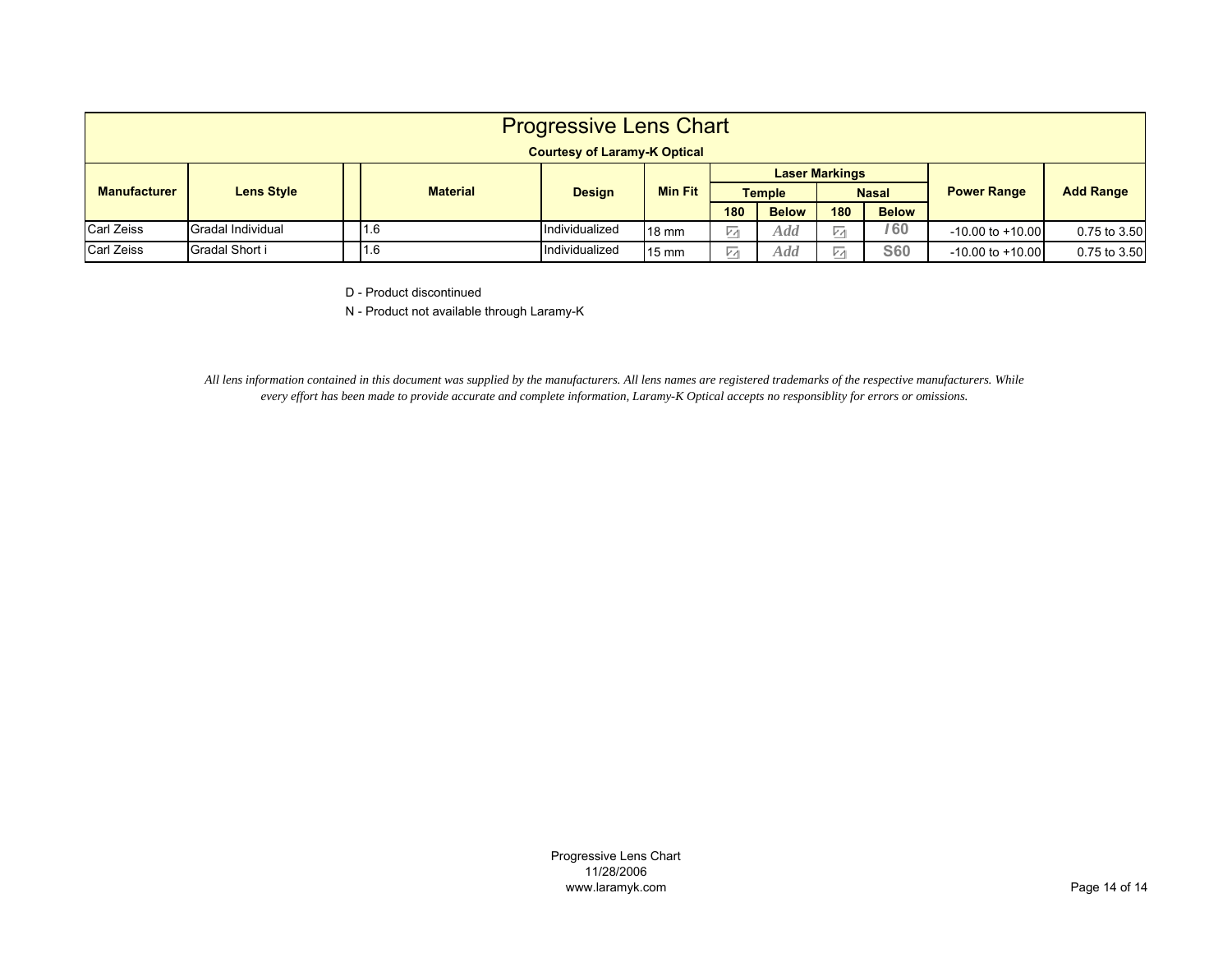# Progressive Lens Chart

**Courtesy of Laramy-K Optical**

| Manufacturer | Lens Style | | Material | Design | Min Fit | Laser Markings | | | | Power Range | Add Range |
|---|---|---|---|---|---|---|---|---|---|---|---|
| | | | | | | Temple | | Nasal | | | |
| | | | | | | 180 | Below | 180 | Below | | |
| Carl Zeiss | Gradal Individual | | 1.6 | Individualized | 18 mm | | Add | | I 60 | -10.00 to +10.00 | 0.75 to 3.50 |
| Carl Zeiss | Gradal Short i | | 1.6 | Individualized | 15 mm | | Add | | S60 | -10.00 to +10.00 | 0.75 to 3.50 |

D - Product discontinued

N - Product not available through Laramy-K

*All lens information contained in this document was supplied by the manufacturers. All lens names are registered trademarks of the respective manufacturers. While every effort has been made to provide accurate and complete information, Laramy-K Optical accepts no responsiblity for errors or omissions.*

Progressive Lens Chart
11/28/2006
www.laramyk.com